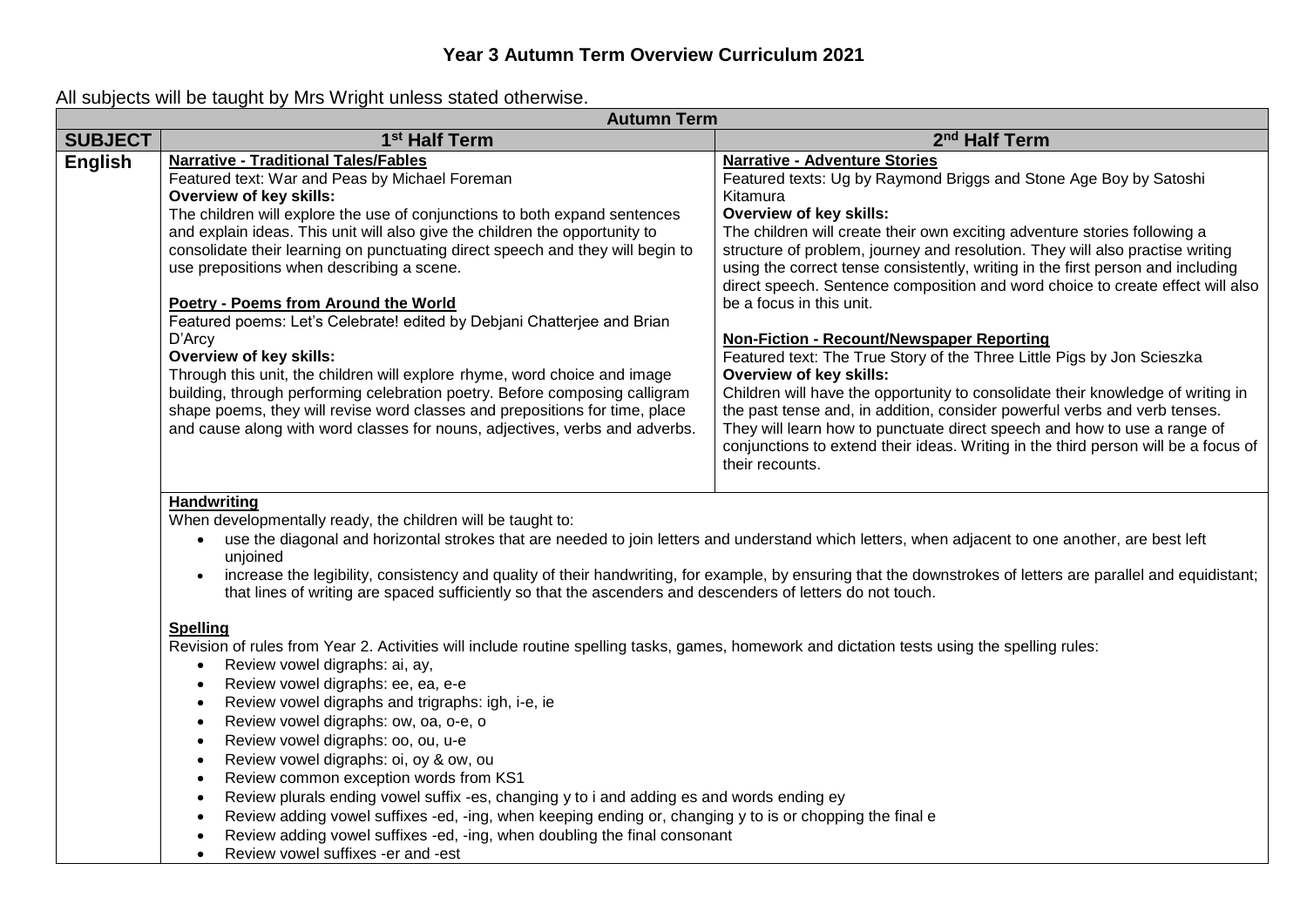# Year 3 Autumn Term Overview Curriculum 2021

All subjects will be taught by Mrs Wright unless stated otherwise.

| Autumn Term | | |
|---|---|---|
| **SUBJECT** | **1st Half Term** | **2nd Half Term** |
| **English** | **Narrative - Traditional Tales/Fables**<br>Featured text: War and Peas by Michael Foreman<br>**Overview of key skills:**<br>The children will explore the use of conjunctions to both expand sentences and explain ideas. This unit will also give the children the opportunity to consolidate their learning on punctuating direct speech and they will begin to use prepositions when describing a scene.<br><br>**Poetry - Poems from Around the World**<br>Featured poems: Let's Celebrate! edited by Debjani Chatterjee and Brian D'Arcy<br>**Overview of key skills:**<br>Through this unit, the children will explore rhyme, word choice and image building, through performing celebration poetry. Before composing calligram shape poems, they will revise word classes and prepositions for time, place and cause along with word classes for nouns, adjectives, verbs and adverbs. | **Narrative - Adventure Stories**<br>Featured texts: Ug by Raymond Briggs and Stone Age Boy by Satoshi Kitamura<br>**Overview of key skills:**<br>The children will create their own exciting adventure stories following a structure of problem, journey and resolution. They will also practise writing using the correct tense consistently, writing in the first person and including direct speech. Sentence composition and word choice to create effect will also be a focus in this unit.<br><br>**Non-Fiction - Recount/Newspaper Reporting**<br>Featured text: The True Story of the Three Little Pigs by Jon Scieszka<br>**Overview of key skills:**<br>Children will have the opportunity to consolidate their knowledge of writing in the past tense and, in addition, consider powerful verbs and verb tenses. They will learn how to punctuate direct speech and how to use a range of conjunctions to extend their ideas. Writing in the third person will be a focus of their recounts. |
| | **Handwriting**<br>When developmentally ready, the children will be taught to:<br>• use the diagonal and horizontal strokes that are needed to join letters and understand which letters, when adjacent to one another, are best left unjoined<br>• increase the legibility, consistency and quality of their handwriting, for example, by ensuring that the downstrokes of letters are parallel and equidistant; that lines of writing are spaced sufficiently so that the ascenders and descenders of letters do not touch.<br><br>**Spelling**<br>Revision of rules from Year 2. Activities will include routine spelling tasks, games, homework and dictation tests using the spelling rules:<br>• Review vowel digraphs: ai, ay,<br>• Review vowel digraphs: ee, ea, e-e<br>• Review vowel digraphs and trigraphs: igh, i-e, ie<br>• Review vowel digraphs: ow, oa, o-e, o<br>• Review vowel digraphs: oo, ou, u-e<br>• Review vowel digraphs: oi, oy & ow, ou<br>• Review common exception words from KS1<br>• Review plurals ending vowel suffix -es, changing y to i and adding es and words ending ey<br>• Review adding vowel suffixes -ed, -ing, when keeping ending or, changing y to is or chopping the final e<br>• Review adding vowel suffixes -ed, -ing, when doubling the final consonant<br>• Review vowel suffixes -er and -est | |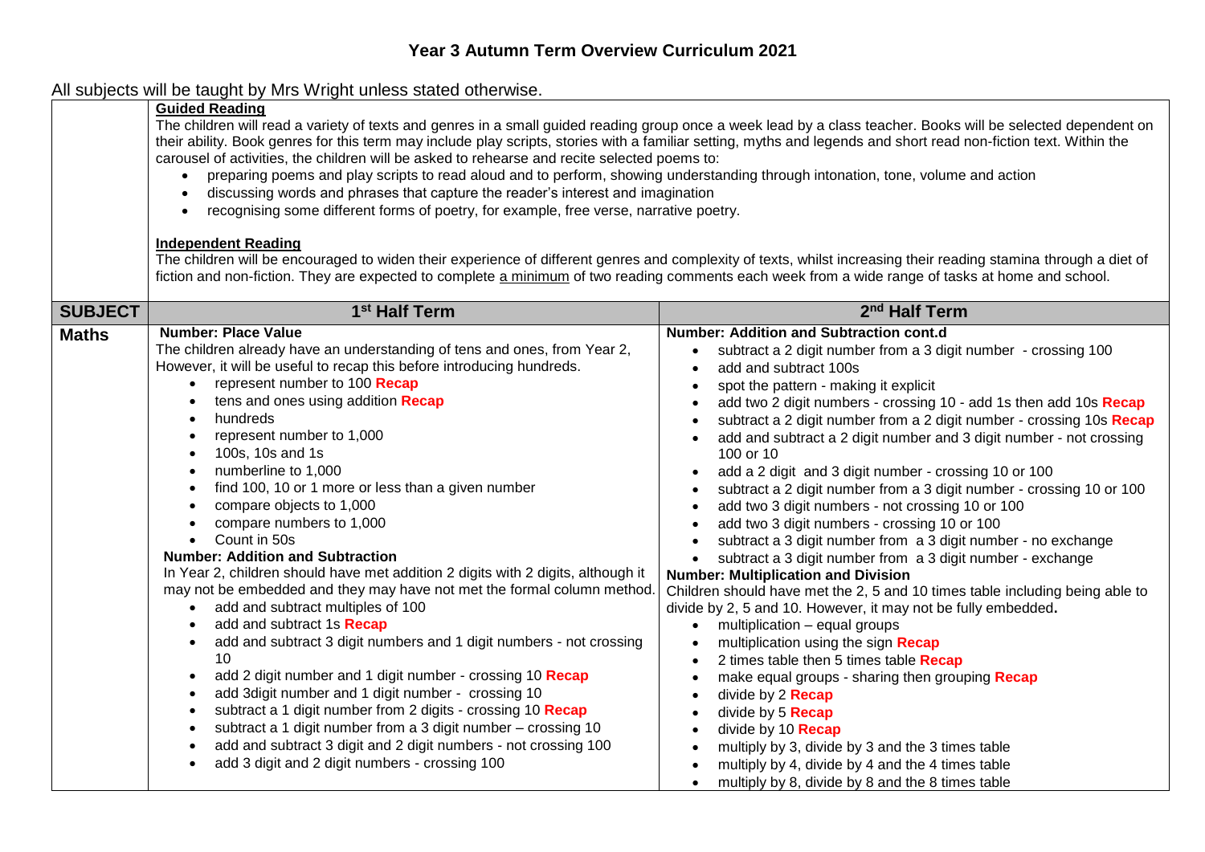## Year 3 Autumn Term Overview Curriculum 2021

All subjects will be taught by Mrs Wright unless stated otherwise.

**Guided Reading**

The children will read a variety of texts and genres in a small guided reading group once a week lead by a class teacher. Books will be selected dependent on their ability. Book genres for this term may include play scripts, stories with a familiar setting, myths and legends and short read non-fiction text. Within the carousel of activities, the children will be asked to rehearse and recite selected poems to:

- preparing poems and play scripts to read aloud and to perform, showing understanding through intonation, tone, volume and action
- discussing words and phrases that capture the reader's interest and imagination
- recognising some different forms of poetry, for example, free verse, narrative poetry.

**Independent Reading**

The children will be encouraged to widen their experience of different genres and complexity of texts, whilst increasing their reading stamina through a diet of fiction and non-fiction. They are expected to complete a minimum of two reading comments each week from a wide range of tasks at home and school.

| SUBJECT | 1st Half Term | 2nd Half Term |
|---|---|---|
| **Maths** | **Number: Place Value**<br>The children already have an understanding of tens and ones, from Year 2, However, it will be useful to recap this before introducing hundreds.<br>• represent number to 100 **Recap**<br>• tens and ones using addition **Recap**<br>• hundreds<br>• represent number to 1,000<br>• 100s, 10s and 1s<br>• numberline to 1,000<br>• find 100, 10 or 1 more or less than a given number<br>• compare objects to 1,000<br>• compare numbers to 1,000<br>• Count in 50s<br>**Number: Addition and Subtraction**<br>In Year 2, children should have met addition 2 digits with 2 digits, although it may not be embedded and they may have not met the formal column method.<br>• add and subtract multiples of 100<br>• add and subtract 1s **Recap**<br>• add and subtract 3 digit numbers and 1 digit numbers - not crossing 10<br>• add 2 digit number and 1 digit number - crossing 10 **Recap**<br>• add 3digit number and 1 digit number - crossing 10<br>• subtract a 1 digit number from 2 digits - crossing 10 **Recap**<br>• subtract a 1 digit number from a 3 digit number – crossing 10<br>• add and subtract 3 digit and 2 digit numbers - not crossing 100<br>• add 3 digit and 2 digit numbers - crossing 100 | **Number: Addition and Subtraction cont.d**<br>• subtract a 2 digit number from a 3 digit number - crossing 100<br>• add and subtract 100s<br>• spot the pattern - making it explicit<br>• add two 2 digit numbers - crossing 10 - add 1s then add 10s **Recap**<br>• subtract a 2 digit number from a 2 digit number - crossing 10s **Recap**<br>• add and subtract a 2 digit number and 3 digit number - not crossing 100 or 10<br>• add a 2 digit and 3 digit number - crossing 10 or 100<br>• subtract a 2 digit number from a 3 digit number - crossing 10 or 100<br>• add two 3 digit numbers - not crossing 10 or 100<br>• add two 3 digit numbers - crossing 10 or 100<br>• subtract a 3 digit number from a 3 digit number - no exchange<br>• subtract a 3 digit number from a 3 digit number - exchange<br>**Number: Multiplication and Division**<br>Children should have met the 2, 5 and 10 times table including being able to divide by 2, 5 and 10. However, it may not be fully embedded.<br>• multiplication – equal groups<br>• multiplication using the sign **Recap**<br>• 2 times table then 5 times table **Recap**<br>• make equal groups - sharing then grouping **Recap**<br>• divide by 2 **Recap**<br>• divide by 5 **Recap**<br>• divide by 10 **Recap**<br>• multiply by 3, divide by 3 and the 3 times table<br>• multiply by 4, divide by 4 and the 4 times table<br>• multiply by 8, divide by 8 and the 8 times table |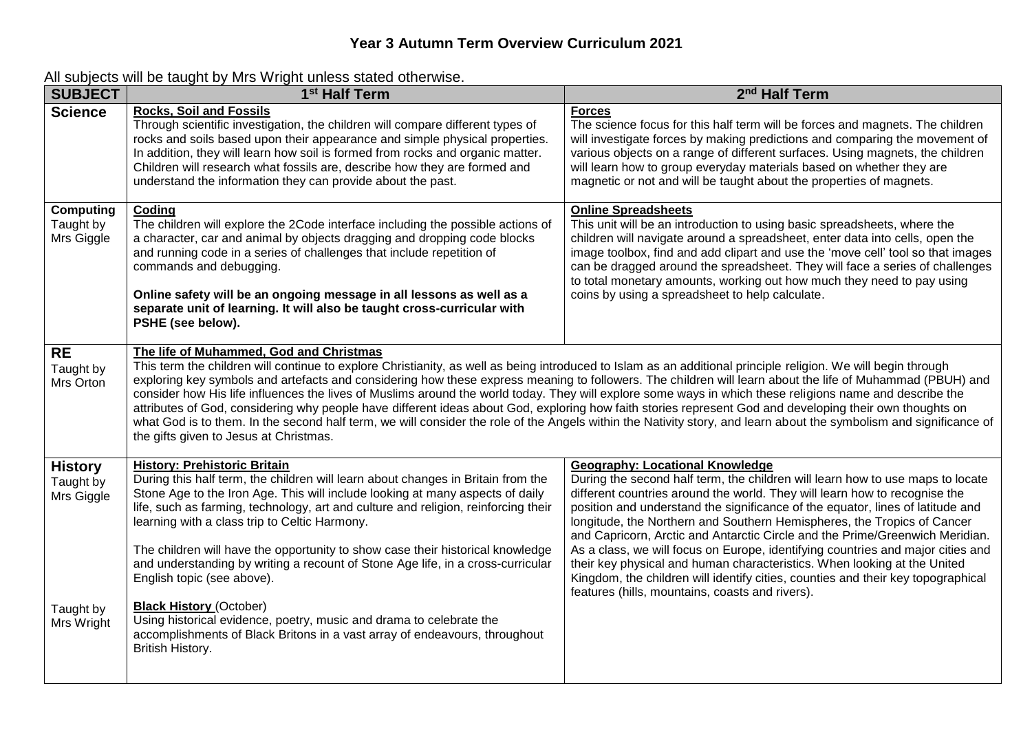## Year 3 Autumn Term Overview Curriculum 2021

All subjects will be taught by Mrs Wright unless stated otherwise.

| SUBJECT | 1st Half Term | 2nd Half Term |
|---|---|---|
| **Science** | **Rocks, Soil and Fossils** Through scientific investigation, the children will compare different types of rocks and soils based upon their appearance and simple physical properties. In addition, they will learn how soil is formed from rocks and organic matter. Children will research what fossils are, describe how they are formed and understand the information they can provide about the past. | **Forces** The science focus for this half term will be forces and magnets. The children will investigate forces by making predictions and comparing the movement of various objects on a range of different surfaces. Using magnets, the children will learn how to group everyday materials based on whether they are magnetic or not and will be taught about the properties of magnets. |
| **Computing** Taught by Mrs Giggle | **Coding** The children will explore the 2Code interface including the possible actions of a character, car and animal by objects dragging and dropping code blocks and running code in a series of challenges that include repetition of commands and debugging. **Online safety will be an ongoing message in all lessons as well as a separate unit of learning. It will also be taught cross-curricular with PSHE (see below).** | **Online Spreadsheets** This unit will be an introduction to using basic spreadsheets, where the children will navigate around a spreadsheet, enter data into cells, open the image toolbox, find and add clipart and use the 'move cell' tool so that images can be dragged around the spreadsheet. They will face a series of challenges to total monetary amounts, working out how much they need to pay using coins by using a spreadsheet to help calculate. |
| **RE** Taught by Mrs Orton | **The life of Muhammed, God and Christmas** This term the children will continue to explore Christianity, as well as being introduced to Islam as an additional principle religion. We will begin through exploring key symbols and artefacts and considering how these express meaning to followers. The children will learn about the life of Muhammad (PBUH) and consider how His life influences the lives of Muslims around the world today. They will explore some ways in which these religions name and describe the attributes of God, considering why people have different ideas about God, exploring how faith stories represent God and developing their own thoughts on what God is to them. In the second half term, we will consider the role of the Angels within the Nativity story, and learn about the symbolism and significance of the gifts given to Jesus at Christmas. | |
| **History** Taught by Mrs Giggle<br><br>Taught by Mrs Wright | **History: Prehistoric Britain** During this half term, the children will learn about changes in Britain from the Stone Age to the Iron Age. This will include looking at many aspects of daily life, such as farming, technology, art and culture and religion, reinforcing their learning with a class trip to Celtic Harmony.<br><br>The children will have the opportunity to show case their historical knowledge and understanding by writing a recount of Stone Age life, in a cross-curricular English topic (see above).<br><br>**Black History** (October) Using historical evidence, poetry, music and drama to celebrate the accomplishments of Black Britons in a vast array of endeavours, throughout British History. | **Geography: Locational Knowledge** During the second half term, the children will learn how to use maps to locate different countries around the world. They will learn how to recognise the position and understand the significance of the equator, lines of latitude and longitude, the Northern and Southern Hemispheres, the Tropics of Cancer and Capricorn, Arctic and Antarctic Circle and the Prime/Greenwich Meridian. As a class, we will focus on Europe, identifying countries and major cities and their key physical and human characteristics. When looking at the United Kingdom, the children will identify cities, counties and their key topographical features (hills, mountains, coasts and rivers). |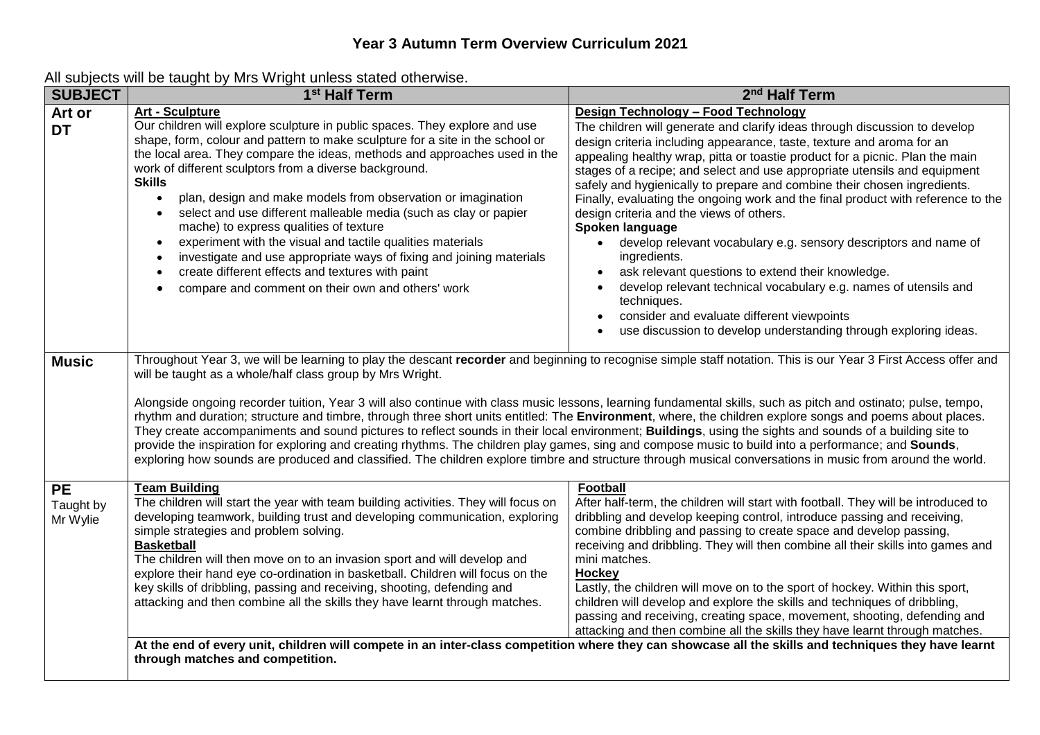# Year 3 Autumn Term Overview Curriculum 2021

All subjects will be taught by Mrs Wright unless stated otherwise.

| SUBJECT | 1st Half Term | 2nd Half Term |
|---|---|---|
| **Art or DT** | **Art - Sculpture**<br>Our children will explore sculpture in public spaces. They explore and use shape, form, colour and pattern to make sculpture for a site in the school or the local area. They compare the ideas, methods and approaches used in the work of different sculptors from a diverse background.<br>**Skills**<br>• plan, design and make models from observation or imagination<br>• select and use different malleable media (such as clay or papier mache) to express qualities of texture<br>• experiment with the visual and tactile qualities materials<br>• investigate and use appropriate ways of fixing and joining materials<br>• create different effects and textures with paint<br>• compare and comment on their own and others' work | **Design Technology – Food Technology**<br>The children will generate and clarify ideas through discussion to develop design criteria including appearance, taste, texture and aroma for an appealing healthy wrap, pitta or toastie product for a picnic. Plan the main stages of a recipe; and select and use appropriate utensils and equipment safely and hygienically to prepare and combine their chosen ingredients. Finally, evaluating the ongoing work and the final product with reference to the design criteria and the views of others.<br>**Spoken language**<br>• develop relevant vocabulary e.g. sensory descriptors and name of ingredients.<br>• ask relevant questions to extend their knowledge.<br>• develop relevant technical vocabulary e.g. names of utensils and techniques.<br>• consider and evaluate different viewpoints<br>• use discussion to develop understanding through exploring ideas. |
| **Music** | Throughout Year 3, we will be learning to play the descant **recorder** and beginning to recognise simple staff notation. This is our Year 3 First Access offer and will be taught as a whole/half class group by Mrs Wright.<br><br>Alongside ongoing recorder tuition, Year 3 will also continue with class music lessons, learning fundamental skills, such as pitch and ostinato; pulse, tempo, rhythm and duration; structure and timbre, through three short units entitled: The **Environment**, where, the children explore songs and poems about places. They create accompaniments and sound pictures to reflect sounds in their local environment; **Buildings**, using the sights and sounds of a building site to provide the inspiration for exploring and creating rhythms. The children play games, sing and compose music to build into a performance; and **Sounds**, exploring how sounds are produced and classified. The children explore timbre and structure through musical conversations in music from around the world. | |
| **PE**<br>Taught by Mr Wylie | **Team Building**<br>The children will start the year with team building activities. They will focus on developing teamwork, building trust and developing communication, exploring simple strategies and problem solving.<br>**Basketball**<br>The children will then move on to an invasion sport and will develop and explore their hand eye co-ordination in basketball. Children will focus on the key skills of dribbling, passing and receiving, shooting, defending and attacking and then combine all the skills they have learnt through matches. | **Football**<br>After half-term, the children will start with football. They will be introduced to dribbling and develop keeping control, introduce passing and receiving, combine dribbling and passing to create space and develop passing, receiving and dribbling. They will then combine all their skills into games and mini matches.<br>**Hockey**<br>Lastly, the children will move on to the sport of hockey. Within this sport, children will develop and explore the skills and techniques of dribbling, passing and receiving, creating space, movement, shooting, defending and attacking and then combine all the skills they have learnt through matches. |
| | **At the end of every unit, children will compete in an inter-class competition where they can showcase all the skills and techniques they have learnt through matches and competition.** | |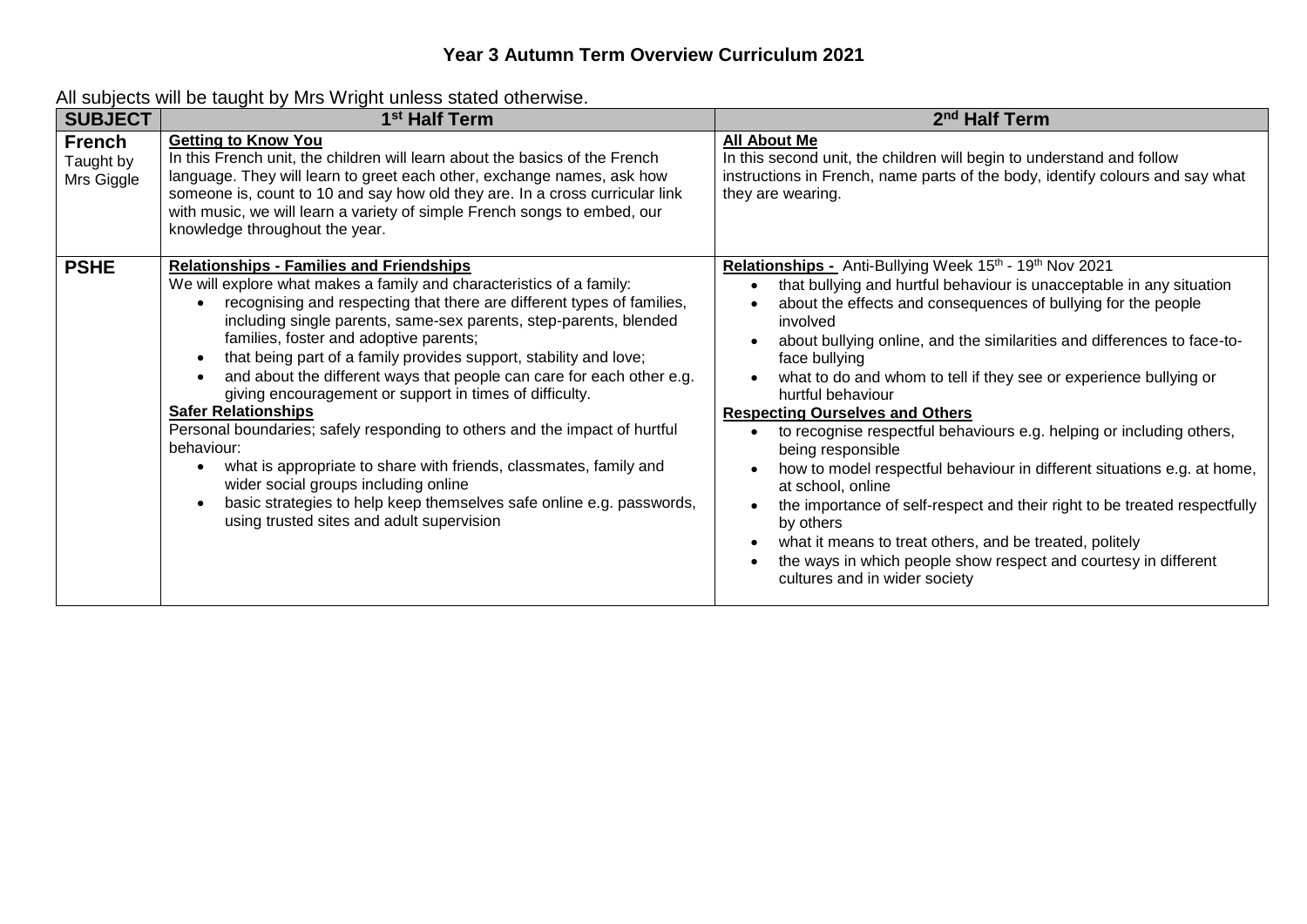**Year 3 Autumn Term Overview Curriculum 2021**

All subjects will be taught by Mrs Wright unless stated otherwise.

| SUBJECT | 1st Half Term | 2nd Half Term |
|---|---|---|
| **French** Taught by Mrs Giggle | **Getting to Know You**<br>In this French unit, the children will learn about the basics of the French language. They will learn to greet each other, exchange names, ask how someone is, count to 10 and say how old they are. In a cross curricular link with music, we will learn a variety of simple French songs to embed, our knowledge throughout the year. | **All About Me**<br>In this second unit, the children will begin to understand and follow instructions in French, name parts of the body, identify colours and say what they are wearing. |
| **PSHE** | **Relationships - Families and Friendships**<br>We will explore what makes a family and characteristics of a family:<br>• recognising and respecting that there are different types of families, including single parents, same-sex parents, step-parents, blended families, foster and adoptive parents;<br>• that being part of a family provides support, stability and love;<br>• and about the different ways that people can care for each other e.g. giving encouragement or support in times of difficulty.<br>**Safer Relationships**<br>Personal boundaries; safely responding to others and the impact of hurtful behaviour:<br>• what is appropriate to share with friends, classmates, family and wider social groups including online<br>• basic strategies to help keep themselves safe online e.g. passwords, using trusted sites and adult supervision | **Relationships -** Anti-Bullying Week 15th - 19th Nov 2021<br>• that bullying and hurtful behaviour is unacceptable in any situation<br>• about the effects and consequences of bullying for the people involved<br>• about bullying online, and the similarities and differences to face-to-face bullying<br>• what to do and whom to tell if they see or experience bullying or hurtful behaviour<br>**Respecting Ourselves and Others**<br>• to recognise respectful behaviours e.g. helping or including others, being responsible<br>• how to model respectful behaviour in different situations e.g. at home, at school, online<br>• the importance of self-respect and their right to be treated respectfully by others<br>• what it means to treat others, and be treated, politely<br>• the ways in which people show respect and courtesy in different cultures and in wider society |